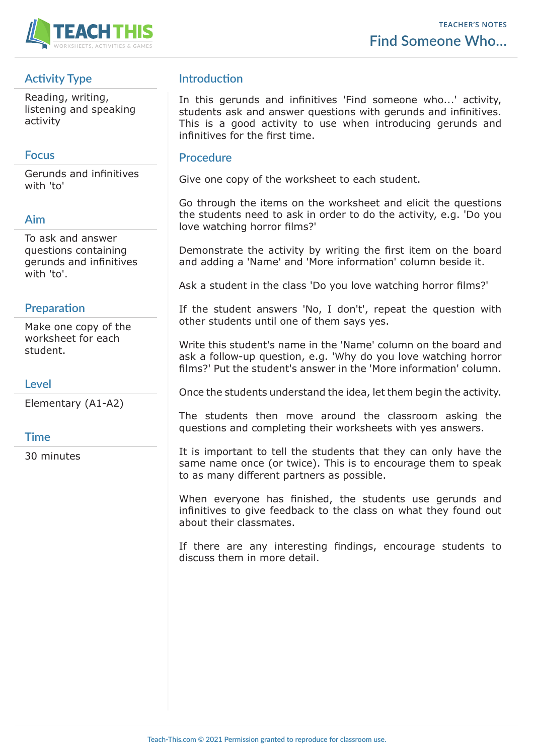TEACHER'S NOTES

# Find Someone Who...

## Activity Type

Reading, writing, listening and speaking activity

## Focus

Gerunds and infinitives with 'to'

## Aim

To ask and answer questions containing gerunds and infinitives with 'to'.

## Preparation

Make one copy of the worksheet for each student.

## Level

Elementary (A1-A2)

## Time

30 minutes

## Introduction

In this gerunds and infinitives 'Find someone who...' activity, students ask and answer questions with gerunds and infinitives. This is a good activity to use when introducing gerunds and infinitives for the first time.

## Procedure

Give one copy of the worksheet to each student.

Go through the items on the worksheet and elicit the questions the students need to ask in order to do the activity, e.g. 'Do you love watching horror films?'

Demonstrate the activity by writing the first item on the board and adding a 'Name' and 'More information' column beside it.

Ask a student in the class 'Do you love watching horror films?'

If the student answers 'No, I don't', repeat the question with other students until one of them says yes.

Write this student's name in the 'Name' column on the board and ask a follow-up question, e.g. 'Why do you love watching horror films?' Put the student's answer in the 'More information' column.

Once the students understand the idea, let them begin the activity.

The students then move around the classroom asking the questions and completing their worksheets with yes answers.

It is important to tell the students that they can only have the same name once (or twice). This is to encourage them to speak to as many different partners as possible.

When everyone has finished, the students use gerunds and infinitives to give feedback to the class on what they found out about their classmates.

If there are any interesting findings, encourage students to discuss them in more detail.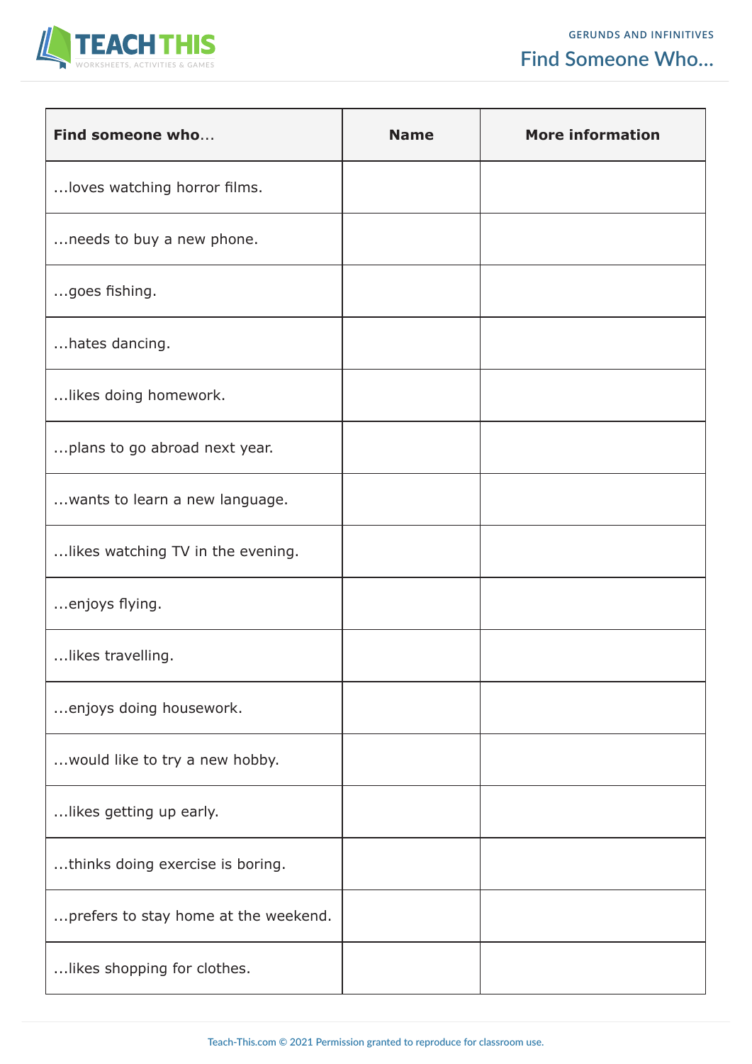GERUNDS AND INFINITIVES

# Find Someone Who...

| Find someone who... | Name | More information |
| --- | --- | --- |
| ...loves watching horror films. | | |
| ...needs to buy a new phone. | | |
| ...goes fishing. | | |
| ...hates dancing. | | |
| ...likes doing homework. | | |
| ...plans to go abroad next year. | | |
| ...wants to learn a new language. | | |
| ...likes watching TV in the evening. | | |
| ...enjoys flying. | | |
| ...likes travelling. | | |
| ...enjoys doing housework. | | |
| ...would like to try a new hobby. | | |
| ...likes getting up early. | | |
| ...thinks doing exercise is boring. | | |
| ...prefers to stay home at the weekend. | | |
| ...likes shopping for clothes. | | |

Teach-This.com © 2021 Permission granted to reproduce for classroom use.